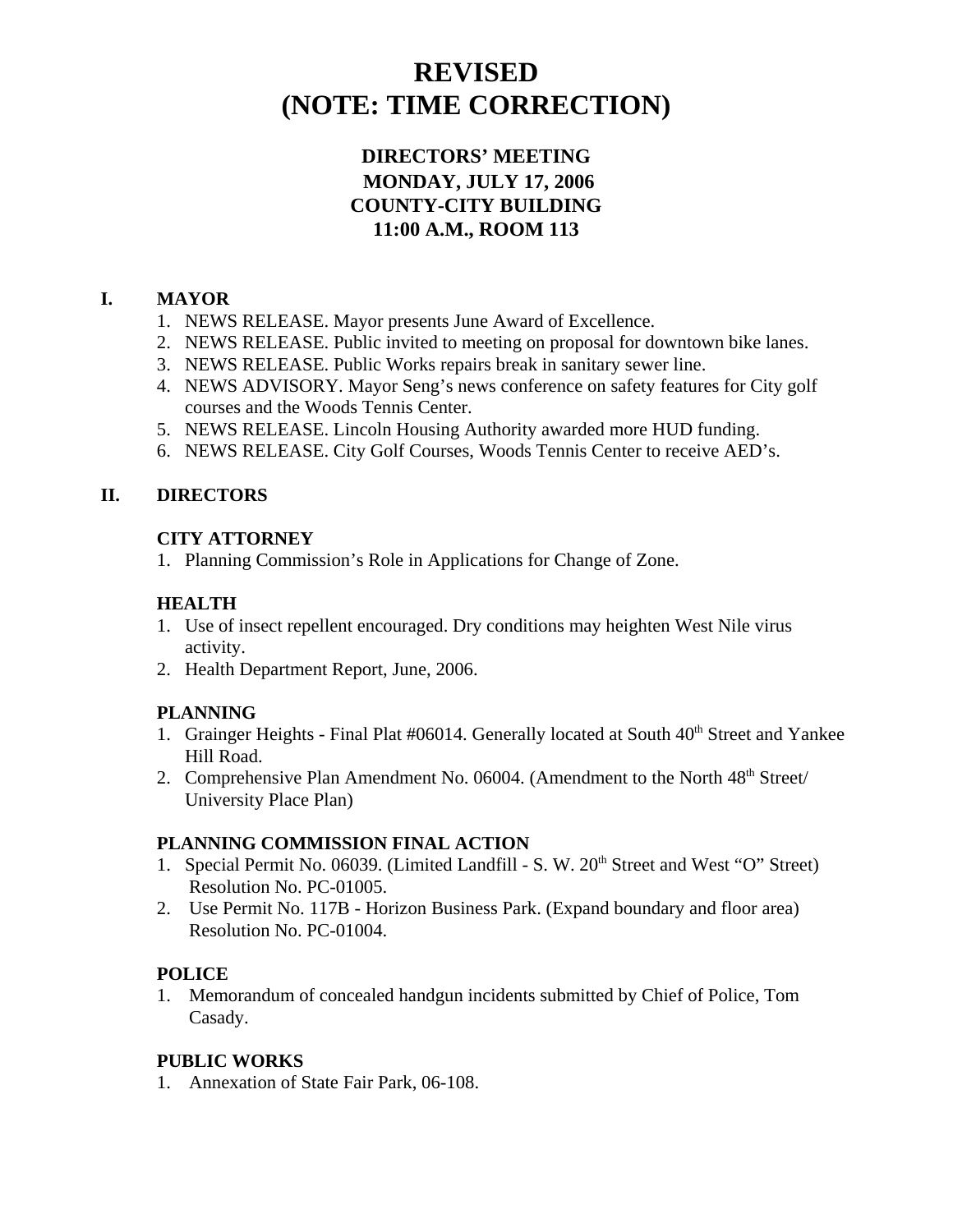# REVISED
# (NOTE: TIME CORRECTION)

### DIRECTORS' MEETING
### MONDAY, JULY 17, 2006
### COUNTY-CITY BUILDING
### 11:00 A.M., ROOM 113

## I. MAYOR

1. NEWS RELEASE. Mayor presents June Award of Excellence.
2. NEWS RELEASE. Public invited to meeting on proposal for downtown bike lanes.
3. NEWS RELEASE. Public Works repairs break in sanitary sewer line.
4. NEWS ADVISORY. Mayor Seng's news conference on safety features for City golf courses and the Woods Tennis Center.
5. NEWS RELEASE. Lincoln Housing Authority awarded more HUD funding.
6. NEWS RELEASE. City Golf Courses, Woods Tennis Center to receive AED's.

## II. DIRECTORS

### CITY ATTORNEY

1. Planning Commission's Role in Applications for Change of Zone.

### HEALTH

1. Use of insect repellent encouraged. Dry conditions may heighten West Nile virus activity.
2. Health Department Report, June, 2006.

### PLANNING

1. Grainger Heights - Final Plat #06014. Generally located at South 40th Street and Yankee Hill Road.
2. Comprehensive Plan Amendment No. 06004. (Amendment to the North 48th Street/ University Place Plan)

### PLANNING COMMISSION FINAL ACTION

1. Special Permit No. 06039. (Limited Landfill - S. W. 20th Street and West "O" Street) Resolution No. PC-01005.
2. Use Permit No. 117B - Horizon Business Park. (Expand boundary and floor area) Resolution No. PC-01004.

### POLICE

1. Memorandum of concealed handgun incidents submitted by Chief of Police, Tom Casady.

### PUBLIC WORKS

1. Annexation of State Fair Park, 06-108.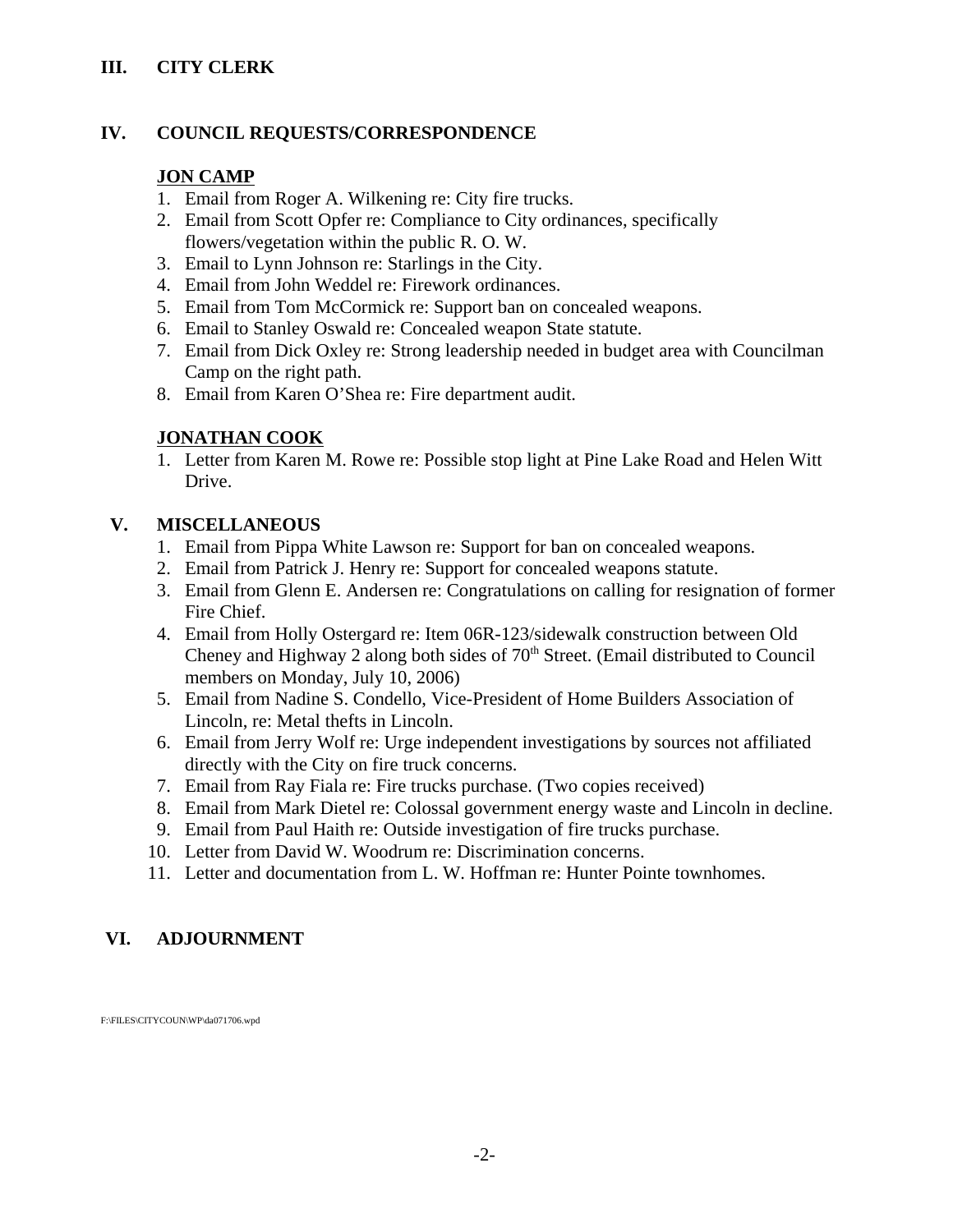## III. CITY CLERK

## IV. COUNCIL REQUESTS/CORRESPONDENCE

**JON CAMP**

1. Email from Roger A. Wilkening re: City fire trucks.
2. Email from Scott Opfer re: Compliance to City ordinances, specifically flowers/vegetation within the public R. O. W.
3. Email to Lynn Johnson re: Starlings in the City.
4. Email from John Weddel re: Firework ordinances.
5. Email from Tom McCormick re: Support ban on concealed weapons.
6. Email to Stanley Oswald re: Concealed weapon State statute.
7. Email from Dick Oxley re: Strong leadership needed in budget area with Councilman Camp on the right path.
8. Email from Karen O'Shea re: Fire department audit.

**JONATHAN COOK**

1. Letter from Karen M. Rowe re: Possible stop light at Pine Lake Road and Helen Witt Drive.

## V. MISCELLANEOUS

1. Email from Pippa White Lawson re: Support for ban on concealed weapons.
2. Email from Patrick J. Henry re: Support for concealed weapons statute.
3. Email from Glenn E. Andersen re: Congratulations on calling for resignation of former Fire Chief.
4. Email from Holly Ostergard re: Item 06R-123/sidewalk construction between Old Cheney and Highway 2 along both sides of 70th Street. (Email distributed to Council members on Monday, July 10, 2006)
5. Email from Nadine S. Condello, Vice-President of Home Builders Association of Lincoln, re: Metal thefts in Lincoln.
6. Email from Jerry Wolf re: Urge independent investigations by sources not affiliated directly with the City on fire truck concerns.
7. Email from Ray Fiala re: Fire trucks purchase. (Two copies received)
8. Email from Mark Dietel re: Colossal government energy waste and Lincoln in decline.
9. Email from Paul Haith re: Outside investigation of fire trucks purchase.
10. Letter from David W. Woodrum re: Discrimination concerns.
11. Letter and documentation from L. W. Hoffman re: Hunter Pointe townhomes.

## VI. ADJOURNMENT

F:\FILES\CITYCOUN\WP\da071706.wpd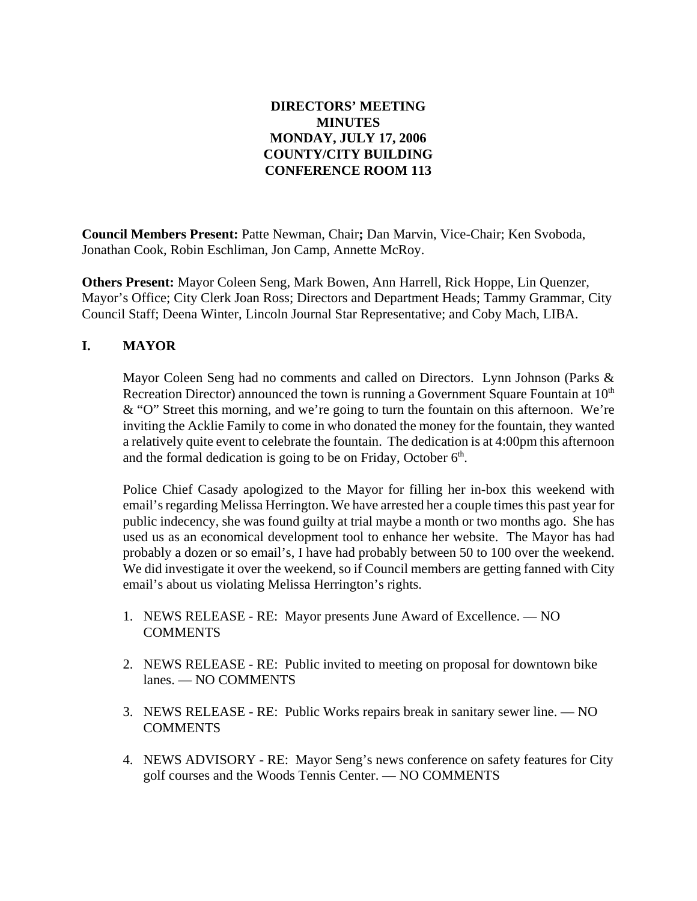**DIRECTORS' MEETING**
**MINUTES**
**MONDAY, JULY 17, 2006**
**COUNTY/CITY BUILDING**
**CONFERENCE ROOM 113**

**Council Members Present:** Patte Newman, Chair**;** Dan Marvin, Vice-Chair; Ken Svoboda, Jonathan Cook, Robin Eschliman, Jon Camp, Annette McRoy.

**Others Present:** Mayor Coleen Seng, Mark Bowen, Ann Harrell, Rick Hoppe, Lin Quenzer, Mayor's Office; City Clerk Joan Ross; Directors and Department Heads; Tammy Grammar, City Council Staff; Deena Winter, Lincoln Journal Star Representative; and Coby Mach, LIBA.

## I. MAYOR

Mayor Coleen Seng had no comments and called on Directors. Lynn Johnson (Parks & Recreation Director) announced the town is running a Government Square Fountain at 10th & "O" Street this morning, and we're going to turn the fountain on this afternoon. We're inviting the Acklie Family to come in who donated the money for the fountain, they wanted a relatively quite event to celebrate the fountain. The dedication is at 4:00pm this afternoon and the formal dedication is going to be on Friday, October 6th.

Police Chief Casady apologized to the Mayor for filling her in-box this weekend with email's regarding Melissa Herrington. We have arrested her a couple times this past year for public indecency, she was found guilty at trial maybe a month or two months ago. She has used us as an economical development tool to enhance her website. The Mayor has had probably a dozen or so email's, I have had probably between 50 to 100 over the weekend. We did investigate it over the weekend, so if Council members are getting fanned with City email's about us violating Melissa Herrington's rights.

1. NEWS RELEASE - RE: Mayor presents June Award of Excellence. — NO COMMENTS

2. NEWS RELEASE - RE: Public invited to meeting on proposal for downtown bike lanes. — NO COMMENTS

3. NEWS RELEASE - RE: Public Works repairs break in sanitary sewer line. — NO COMMENTS

4. NEWS ADVISORY - RE: Mayor Seng's news conference on safety features for City golf courses and the Woods Tennis Center. — NO COMMENTS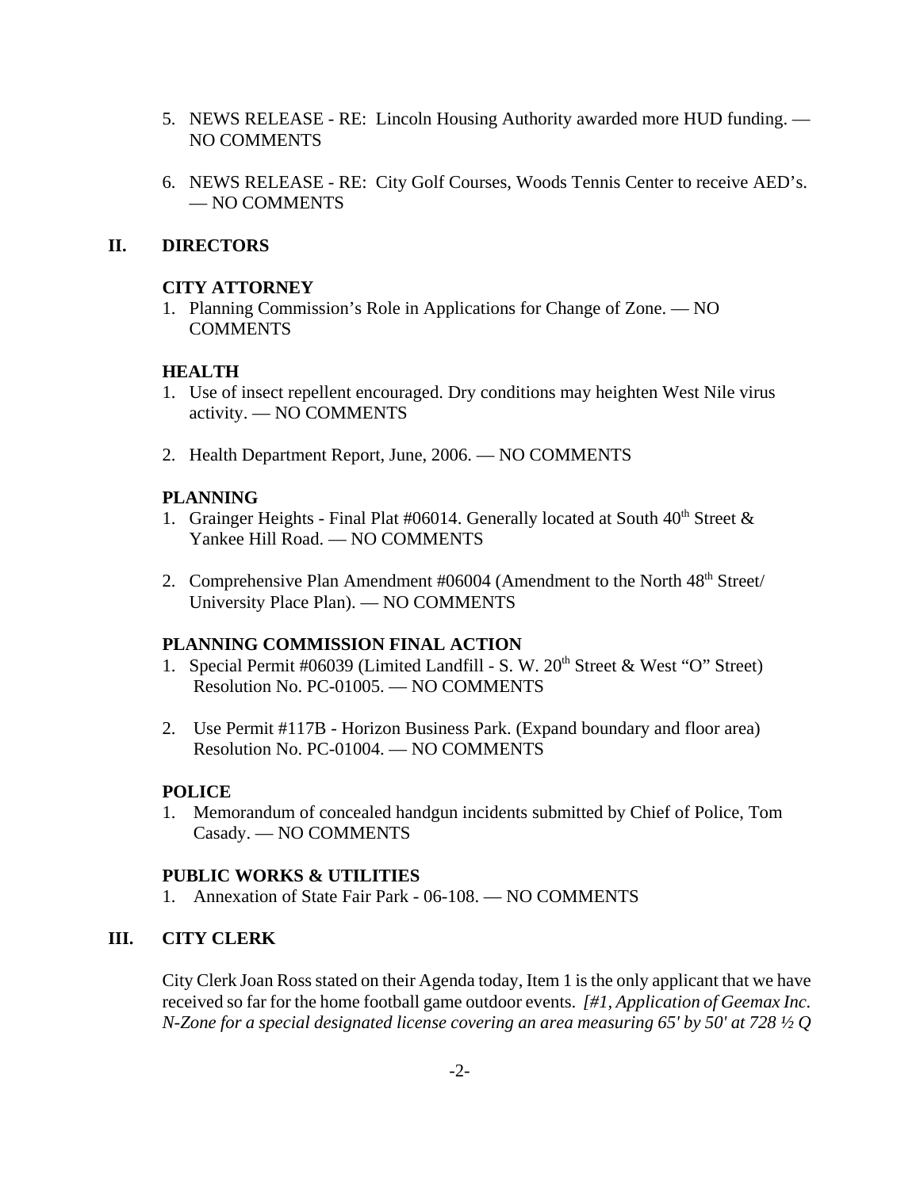5. NEWS RELEASE - RE: Lincoln Housing Authority awarded more HUD funding. — NO COMMENTS

6. NEWS RELEASE - RE: City Golf Courses, Woods Tennis Center to receive AED's. — NO COMMENTS

## II. DIRECTORS

### CITY ATTORNEY

1. Planning Commission's Role in Applications for Change of Zone. — NO COMMENTS

### HEALTH

1. Use of insect repellent encouraged. Dry conditions may heighten West Nile virus activity. — NO COMMENTS

2. Health Department Report, June, 2006. — NO COMMENTS

### PLANNING

1. Grainger Heights - Final Plat #06014. Generally located at South 40th Street & Yankee Hill Road. — NO COMMENTS

2. Comprehensive Plan Amendment #06004 (Amendment to the North 48th Street/ University Place Plan). — NO COMMENTS

### PLANNING COMMISSION FINAL ACTION

1. Special Permit #06039 (Limited Landfill - S. W. 20th Street & West "O" Street) Resolution No. PC-01005. — NO COMMENTS

2. Use Permit #117B - Horizon Business Park. (Expand boundary and floor area) Resolution No. PC-01004. — NO COMMENTS

### POLICE

1. Memorandum of concealed handgun incidents submitted by Chief of Police, Tom Casady. — NO COMMENTS

### PUBLIC WORKS & UTILITIES

1. Annexation of State Fair Park - 06-108. — NO COMMENTS

## III. CITY CLERK

City Clerk Joan Ross stated on their Agenda today, Item 1 is the only applicant that we have received so far for the home football game outdoor events. *[#1, Application of Geemax Inc. N-Zone for a special designated license covering an area measuring 65' by 50' at 728 ½ Q*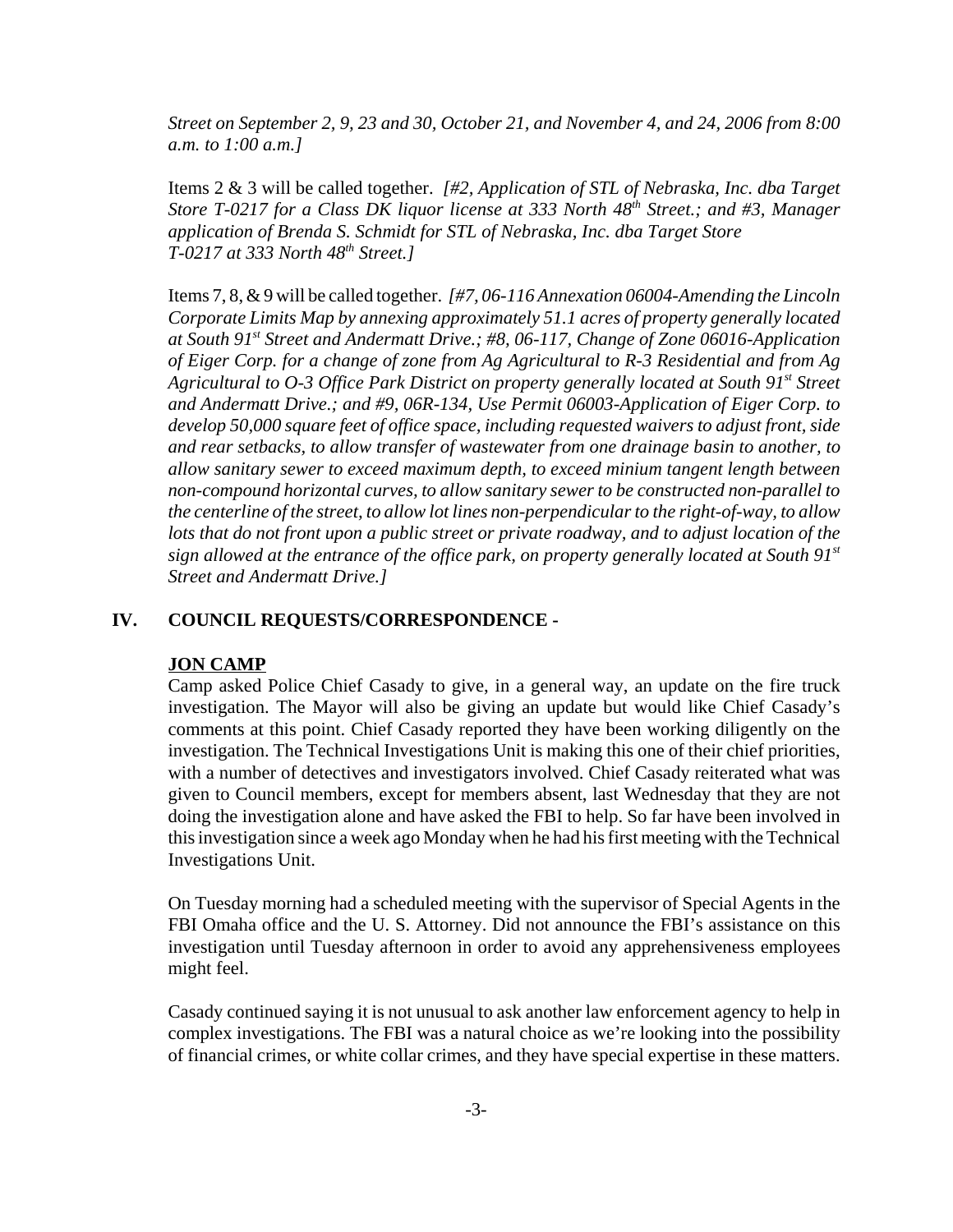*Street on September 2, 9, 23 and 30, October 21, and November 4, and 24, 2006 from 8:00 a.m. to 1:00 a.m.]*

Items 2 & 3 will be called together. *[#2, Application of STL of Nebraska, Inc. dba Target Store T-0217 for a Class DK liquor license at 333 North 48th Street.; and #3, Manager application of Brenda S. Schmidt for STL of Nebraska, Inc. dba Target Store T-0217 at 333 North 48th Street.]*

Items 7, 8, & 9 will be called together. *[#7, 06-116 Annexation 06004-Amending the Lincoln Corporate Limits Map by annexing approximately 51.1 acres of property generally located at South 91st Street and Andermatt Drive.; #8, 06-117, Change of Zone 06016-Application of Eiger Corp. for a change of zone from Ag Agricultural to R-3 Residential and from Ag Agricultural to O-3 Office Park District on property generally located at South 91st Street and Andermatt Drive.; and #9, 06R-134, Use Permit 06003-Application of Eiger Corp. to develop 50,000 square feet of office space, including requested waivers to adjust front, side and rear setbacks, to allow transfer of wastewater from one drainage basin to another, to allow sanitary sewer to exceed maximum depth, to exceed minium tangent length between non-compound horizontal curves, to allow sanitary sewer to be constructed non-parallel to the centerline of the street, to allow lot lines non-perpendicular to the right-of-way, to allow lots that do not front upon a public street or private roadway, and to adjust location of the sign allowed at the entrance of the office park, on property generally located at South 91st Street and Andermatt Drive.]*

## IV. COUNCIL REQUESTS/CORRESPONDENCE -

**JON CAMP**

Camp asked Police Chief Casady to give, in a general way, an update on the fire truck investigation. The Mayor will also be giving an update but would like Chief Casady's comments at this point. Chief Casady reported they have been working diligently on the investigation. The Technical Investigations Unit is making this one of their chief priorities, with a number of detectives and investigators involved. Chief Casady reiterated what was given to Council members, except for members absent, last Wednesday that they are not doing the investigation alone and have asked the FBI to help. So far have been involved in this investigation since a week ago Monday when he had his first meeting with the Technical Investigations Unit.

On Tuesday morning had a scheduled meeting with the supervisor of Special Agents in the FBI Omaha office and the U. S. Attorney. Did not announce the FBI's assistance on this investigation until Tuesday afternoon in order to avoid any apprehensiveness employees might feel.

Casady continued saying it is not unusual to ask another law enforcement agency to help in complex investigations. The FBI was a natural choice as we're looking into the possibility of financial crimes, or white collar crimes, and they have special expertise in these matters.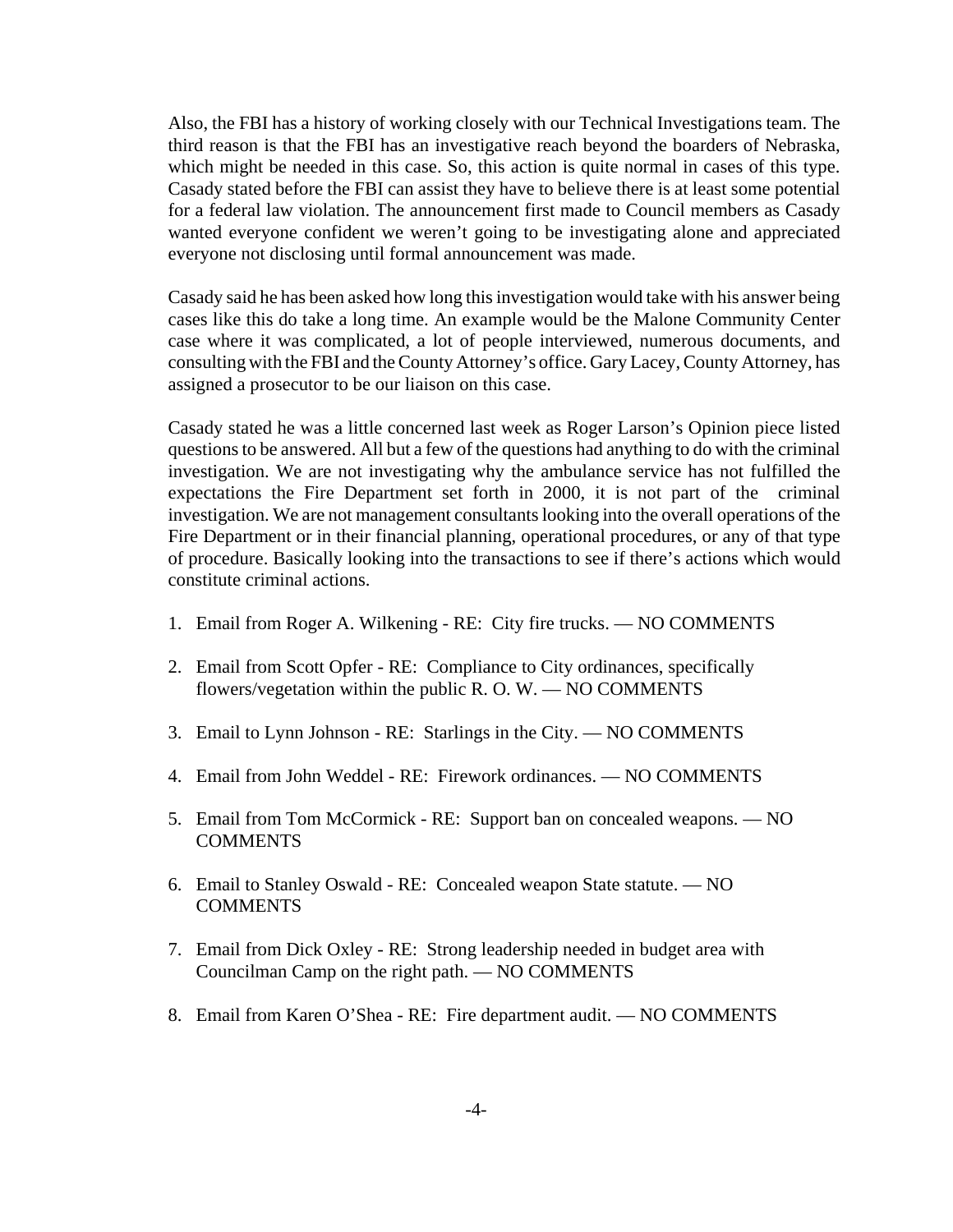Also, the FBI has a history of working closely with our Technical Investigations team. The third reason is that the FBI has an investigative reach beyond the boarders of Nebraska, which might be needed in this case. So, this action is quite normal in cases of this type. Casady stated before the FBI can assist they have to believe there is at least some potential for a federal law violation. The announcement first made to Council members as Casady wanted everyone confident we weren't going to be investigating alone and appreciated everyone not disclosing until formal announcement was made.

Casady said he has been asked how long this investigation would take with his answer being cases like this do take a long time. An example would be the Malone Community Center case where it was complicated, a lot of people interviewed, numerous documents, and consulting with the FBI and the County Attorney's office. Gary Lacey, County Attorney, has assigned a prosecutor to be our liaison on this case.

Casady stated he was a little concerned last week as Roger Larson's Opinion piece listed questions to be answered. All but a few of the questions had anything to do with the criminal investigation. We are not investigating why the ambulance service has not fulfilled the expectations the Fire Department set forth in 2000, it is not part of the criminal investigation. We are not management consultants looking into the overall operations of the Fire Department or in their financial planning, operational procedures, or any of that type of procedure. Basically looking into the transactions to see if there's actions which would constitute criminal actions.

1. Email from Roger A. Wilkening - RE: City fire trucks. — NO COMMENTS

2. Email from Scott Opfer - RE: Compliance to City ordinances, specifically flowers/vegetation within the public R. O. W. — NO COMMENTS

3. Email to Lynn Johnson - RE: Starlings in the City. — NO COMMENTS

4. Email from John Weddel - RE: Firework ordinances. — NO COMMENTS

5. Email from Tom McCormick - RE: Support ban on concealed weapons. — NO COMMENTS

6. Email to Stanley Oswald - RE: Concealed weapon State statute. — NO COMMENTS

7. Email from Dick Oxley - RE: Strong leadership needed in budget area with Councilman Camp on the right path. — NO COMMENTS

8. Email from Karen O'Shea - RE: Fire department audit. — NO COMMENTS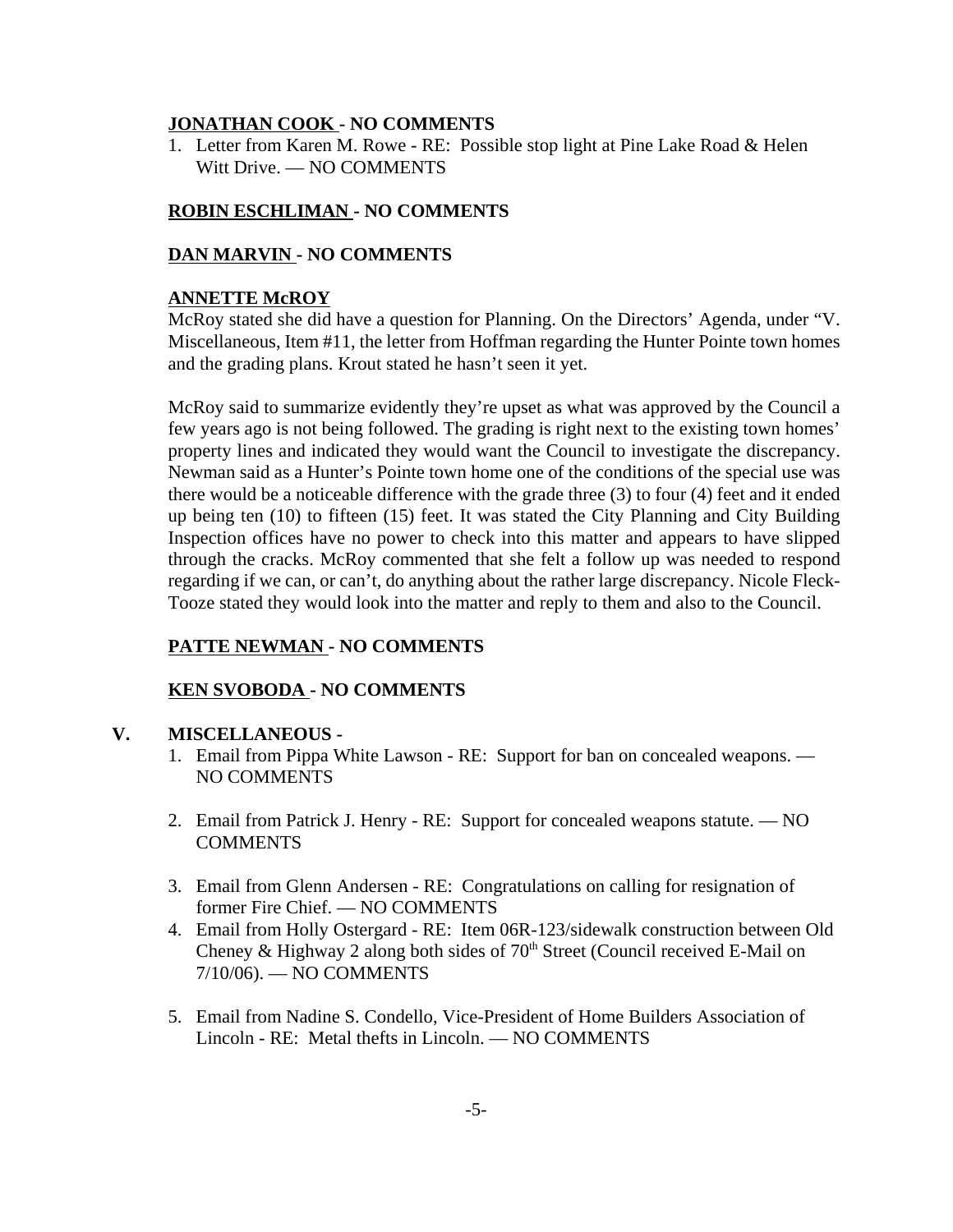**JONATHAN COOK - NO COMMENTS**

1. Letter from Karen M. Rowe - RE: Possible stop light at Pine Lake Road & Helen Witt Drive. — NO COMMENTS

**ROBIN ESCHLIMAN - NO COMMENTS**

**DAN MARVIN - NO COMMENTS**

**ANNETTE McROY**

McRoy stated she did have a question for Planning. On the Directors' Agenda, under "V. Miscellaneous, Item #11, the letter from Hoffman regarding the Hunter Pointe town homes and the grading plans. Krout stated he hasn't seen it yet.

McRoy said to summarize evidently they're upset as what was approved by the Council a few years ago is not being followed. The grading is right next to the existing town homes' property lines and indicated they would want the Council to investigate the discrepancy. Newman said as a Hunter's Pointe town home one of the conditions of the special use was there would be a noticeable difference with the grade three (3) to four (4) feet and it ended up being ten (10) to fifteen (15) feet. It was stated the City Planning and City Building Inspection offices have no power to check into this matter and appears to have slipped through the cracks. McRoy commented that she felt a follow up was needed to respond regarding if we can, or can't, do anything about the rather large discrepancy. Nicole Fleck-Tooze stated they would look into the matter and reply to them and also to the Council.

**PATTE NEWMAN - NO COMMENTS**

**KEN SVOBODA - NO COMMENTS**

## V. MISCELLANEOUS -

1. Email from Pippa White Lawson - RE: Support for ban on concealed weapons. — NO COMMENTS

2. Email from Patrick J. Henry - RE: Support for concealed weapons statute. — NO COMMENTS

3. Email from Glenn Andersen - RE: Congratulations on calling for resignation of former Fire Chief. — NO COMMENTS

4. Email from Holly Ostergard - RE: Item 06R-123/sidewalk construction between Old Cheney & Highway 2 along both sides of 70th Street (Council received E-Mail on 7/10/06). — NO COMMENTS

5. Email from Nadine S. Condello, Vice-President of Home Builders Association of Lincoln - RE: Metal thefts in Lincoln. — NO COMMENTS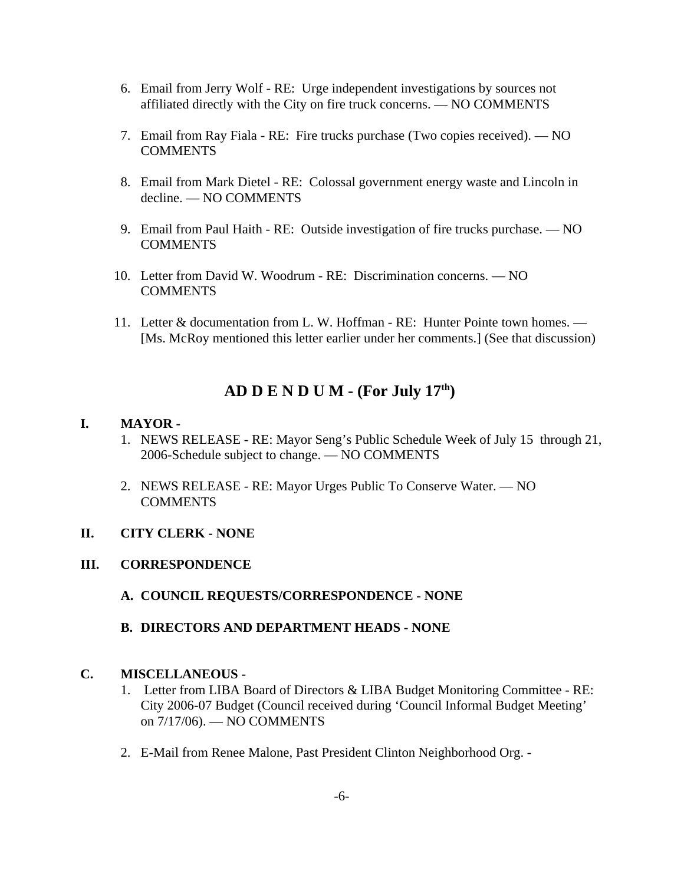6. Email from Jerry Wolf - RE: Urge independent investigations by sources not affiliated directly with the City on fire truck concerns. — NO COMMENTS

7. Email from Ray Fiala - RE: Fire trucks purchase (Two copies received). — NO COMMENTS

8. Email from Mark Dietel - RE: Colossal government energy waste and Lincoln in decline. — NO COMMENTS

9. Email from Paul Haith - RE: Outside investigation of fire trucks purchase. — NO COMMENTS

10. Letter from David W. Woodrum - RE: Discrimination concerns. — NO COMMENTS

11. Letter & documentation from L. W. Hoffman - RE: Hunter Pointe town homes. — [Ms. McRoy mentioned this letter earlier under her comments.] (See that discussion)

## AD D E N D U M - (For July 17th)

**I. MAYOR -**

1. NEWS RELEASE - RE: Mayor Seng's Public Schedule Week of July 15 through 21, 2006-Schedule subject to change. — NO COMMENTS

2. NEWS RELEASE - RE: Mayor Urges Public To Conserve Water. — NO COMMENTS

**II. CITY CLERK - NONE**

**III. CORRESPONDENCE**

**A. COUNCIL REQUESTS/CORRESPONDENCE - NONE**

**B. DIRECTORS AND DEPARTMENT HEADS - NONE**

**C. MISCELLANEOUS -**

1. Letter from LIBA Board of Directors & LIBA Budget Monitoring Committee - RE: City 2006-07 Budget (Council received during 'Council Informal Budget Meeting' on 7/17/06). — NO COMMENTS

2. E-Mail from Renee Malone, Past President Clinton Neighborhood Org. -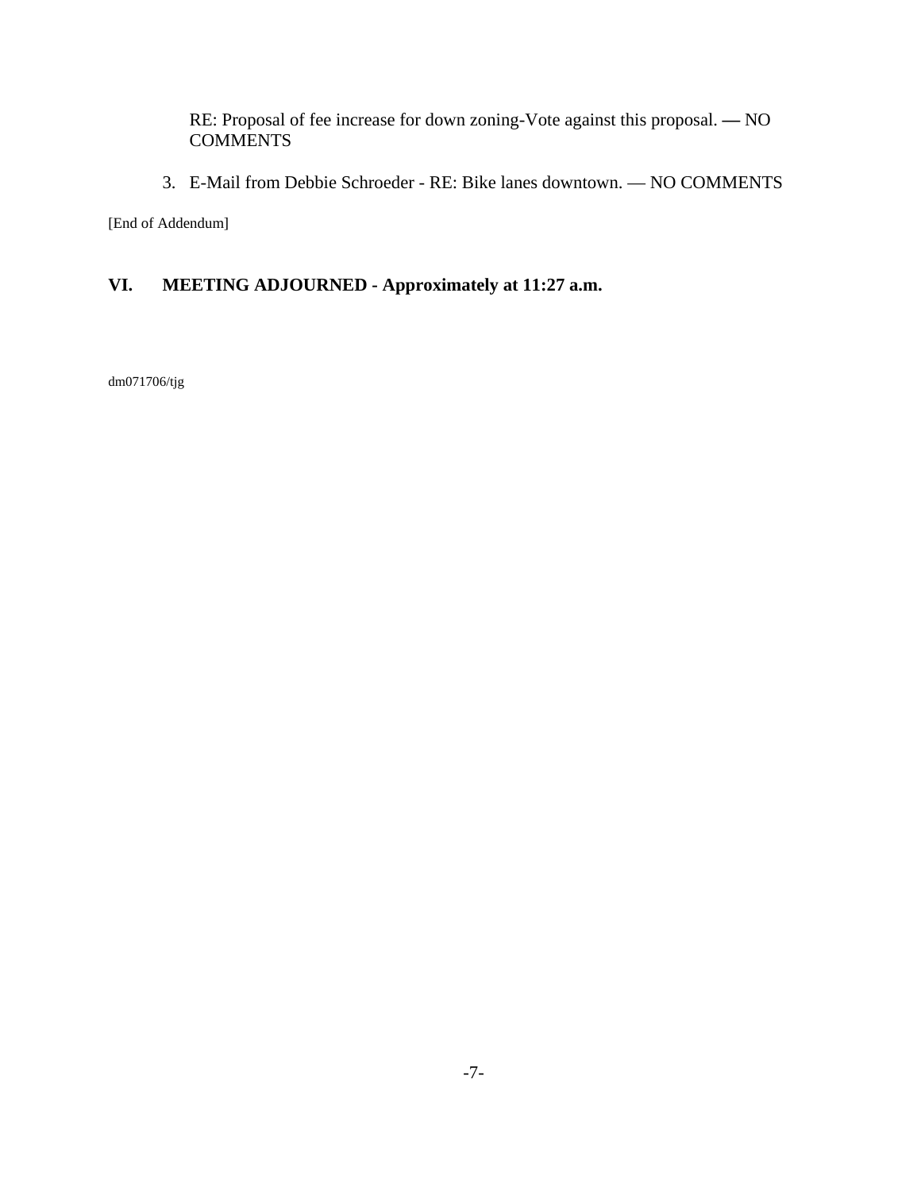RE: Proposal of fee increase for down zoning-Vote against this proposal. — NO COMMENTS

3. E-Mail from Debbie Schroeder - RE: Bike lanes downtown. — NO COMMENTS

[End of Addendum]

## VI. MEETING ADJOURNED - Approximately at 11:27 a.m.

dm071706/tjg